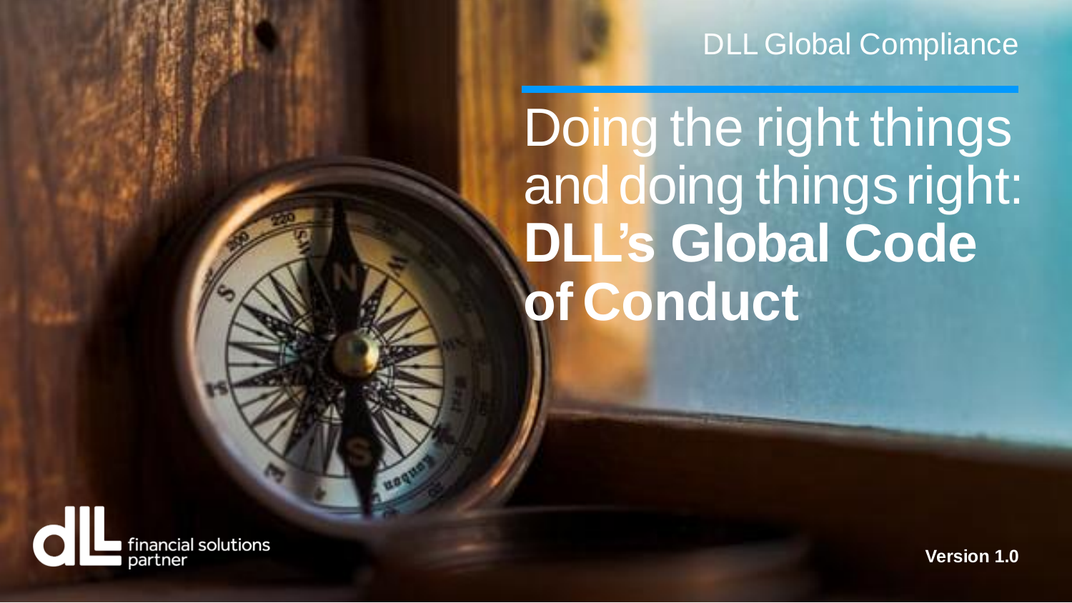DLL Global Compliance

# Doing the right things and doing things right: **DLL's Global Code of Conduct**

financial solutions partner

**Version 1.0**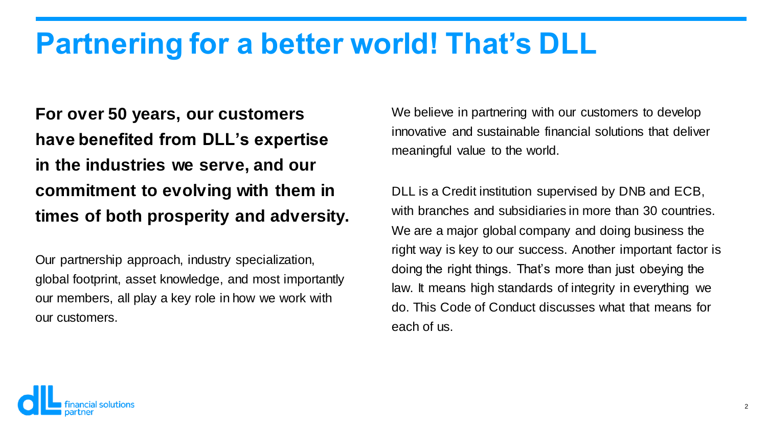# Partnering for a better world! That's DLL

**For over 50 years, our customers have benefited from DLL's expertise in the industries we serve, and our commitment to evolving with them in times of both prosperity and adversity.**

Our partnership approach, industry specialization, global footprint, asset knowledge, and most importantly our members, all play a key role in how we work with our customers.

We believe in partnering with our customers to develop innovative and sustainable financial solutions that deliver meaningful value to the world.

DLL is a Credit institution supervised by DNB and ECB, with branches and subsidiaries in more than 30 countries. We are a major global company and doing business the right way is key to our success. Another important factor is doing the right things. That's more than just obeying the law. It means high standards of integrity in everything we do. This Code of Conduct discusses what that means for each of us.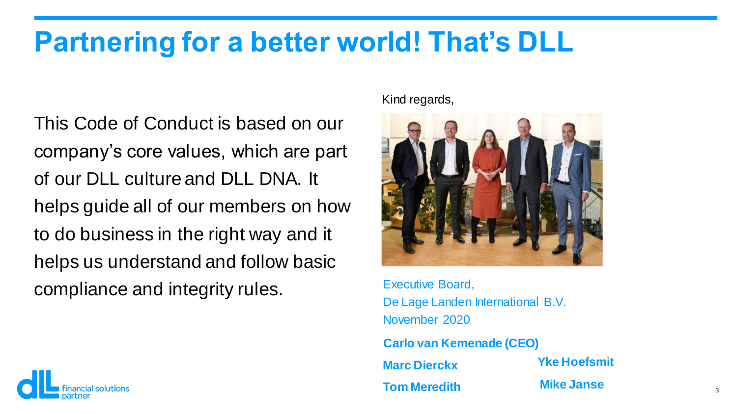# Partnering for a better world! That's DLL

This Code of Conduct is based on our company's core values, which are part of our DLL culture and DLL DNA. It helps guide all of our members on how to do business in the right way and it helps us understand and follow basic compliance and integrity rules.

Kind regards,

Executive Board,
De Lage Landen International B.V.
November 2020

**Carlo van Kemenade (CEO)**

**Marc Dierckx**

**Tom Meredith**

**Yke Hoefsmit**

**Mike Janse**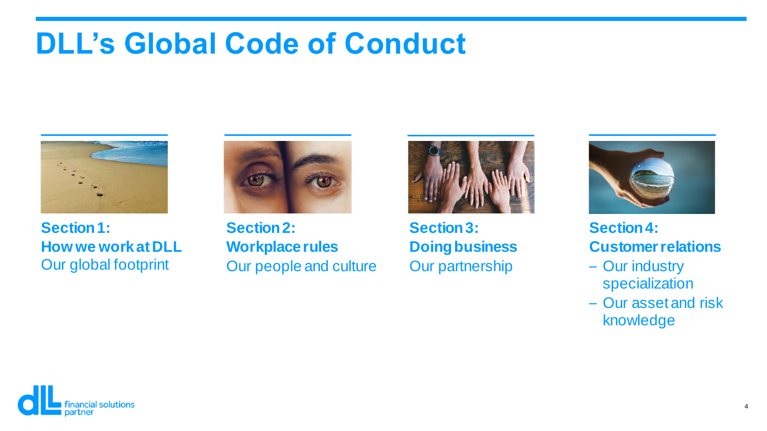# DLL's Global Code of Conduct

**Section 1:**
**How we work at DLL**
Our global footprint

**Section 2:**
**Workplace rules**
Our people and culture

**Section 3:**
**Doing business**
Our partnership

**Section 4:**
**Customer relations**
- Our industry specialization
- Our asset and risk knowledge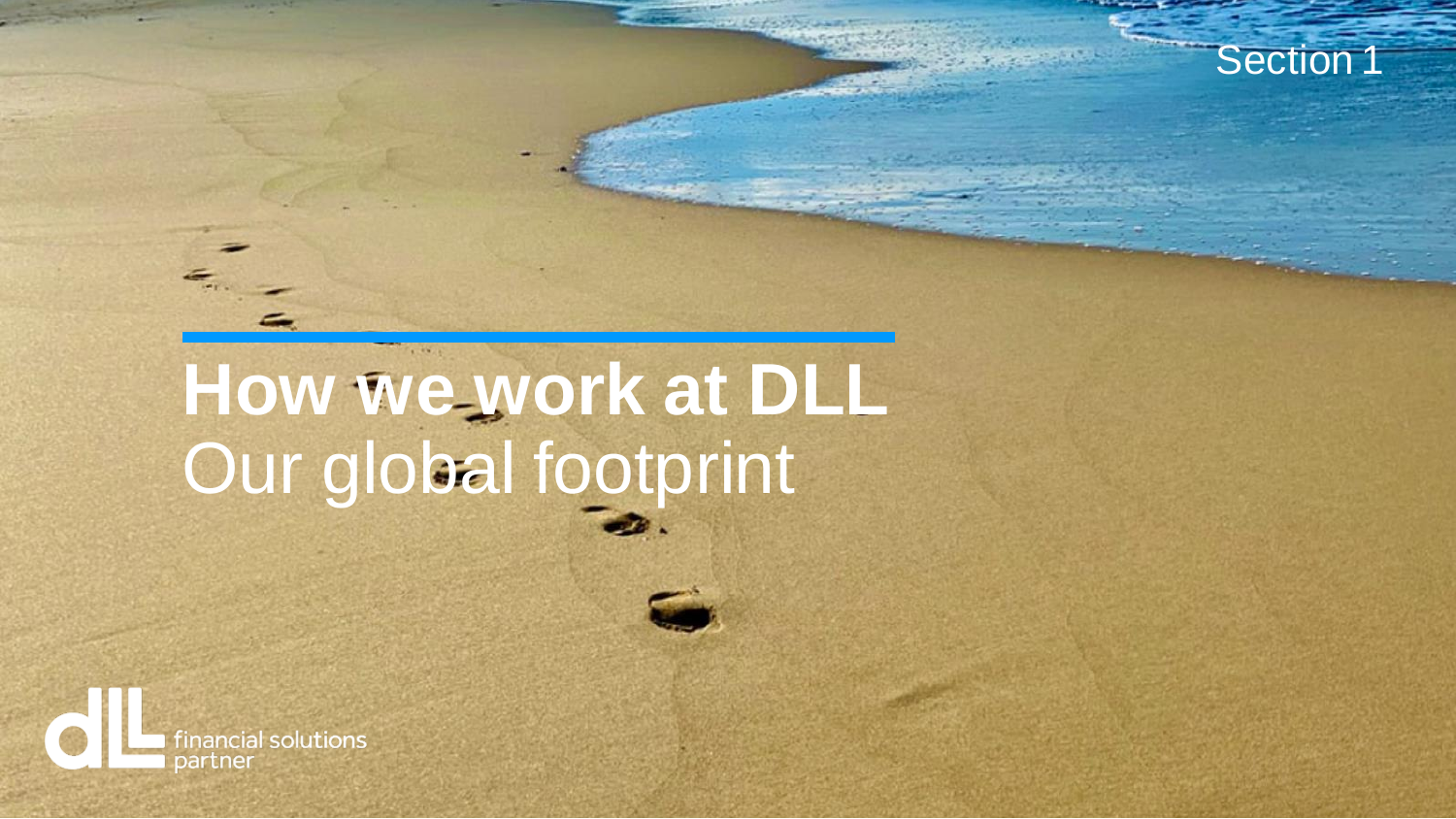Section 1

# How we work at DLL

## Our global footprint

financial solutions partner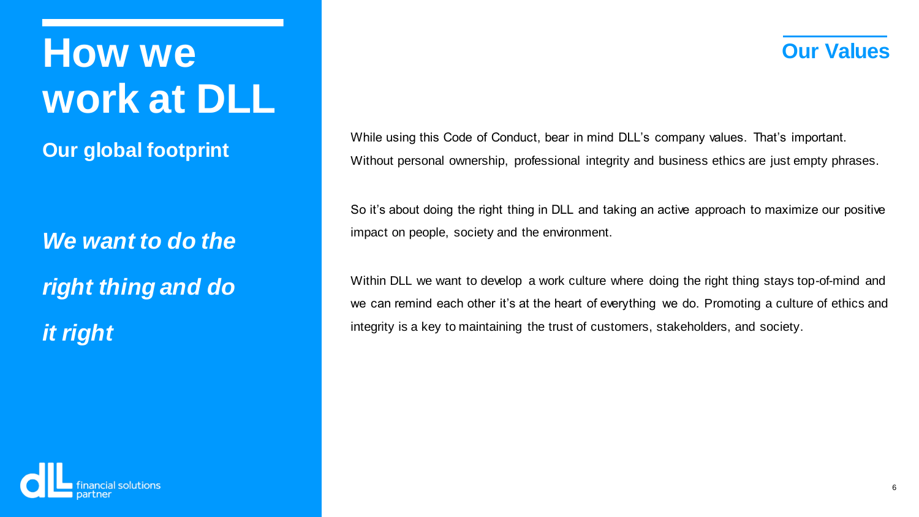# How we work at DLL

**Our global footprint**

***We want to do the right thing and do it right***

## Our Values

While using this Code of Conduct, bear in mind DLL's company values. That's important. Without personal ownership, professional integrity and business ethics are just empty phrases.

So it's about doing the right thing in DLL and taking an active approach to maximize our positive impact on people, society and the environment.

Within DLL we want to develop a work culture where doing the right thing stays top-of-mind and we can remind each other it's at the heart of everything we do. Promoting a culture of ethics and integrity is a key to maintaining the trust of customers, stakeholders, and society.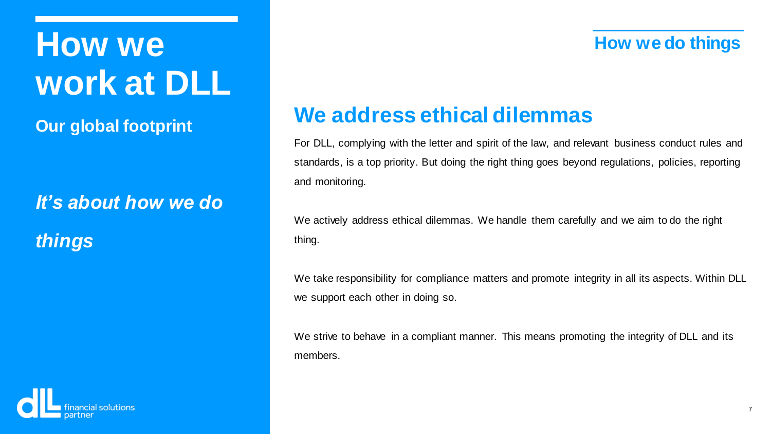# How we work at DLL

**Our global footprint**

***It's about how we do things***

## How we do things

## We address ethical dilemmas

For DLL, complying with the letter and spirit of the law, and relevant business conduct rules and standards, is a top priority. But doing the right thing goes beyond regulations, policies, reporting and monitoring.

We actively address ethical dilemmas. We handle them carefully and we aim to do the right thing.

We take responsibility for compliance matters and promote integrity in all its aspects. Within DLL we support each other in doing so.

We strive to behave in a compliant manner. This means promoting the integrity of DLL and its members.

financial solutions partner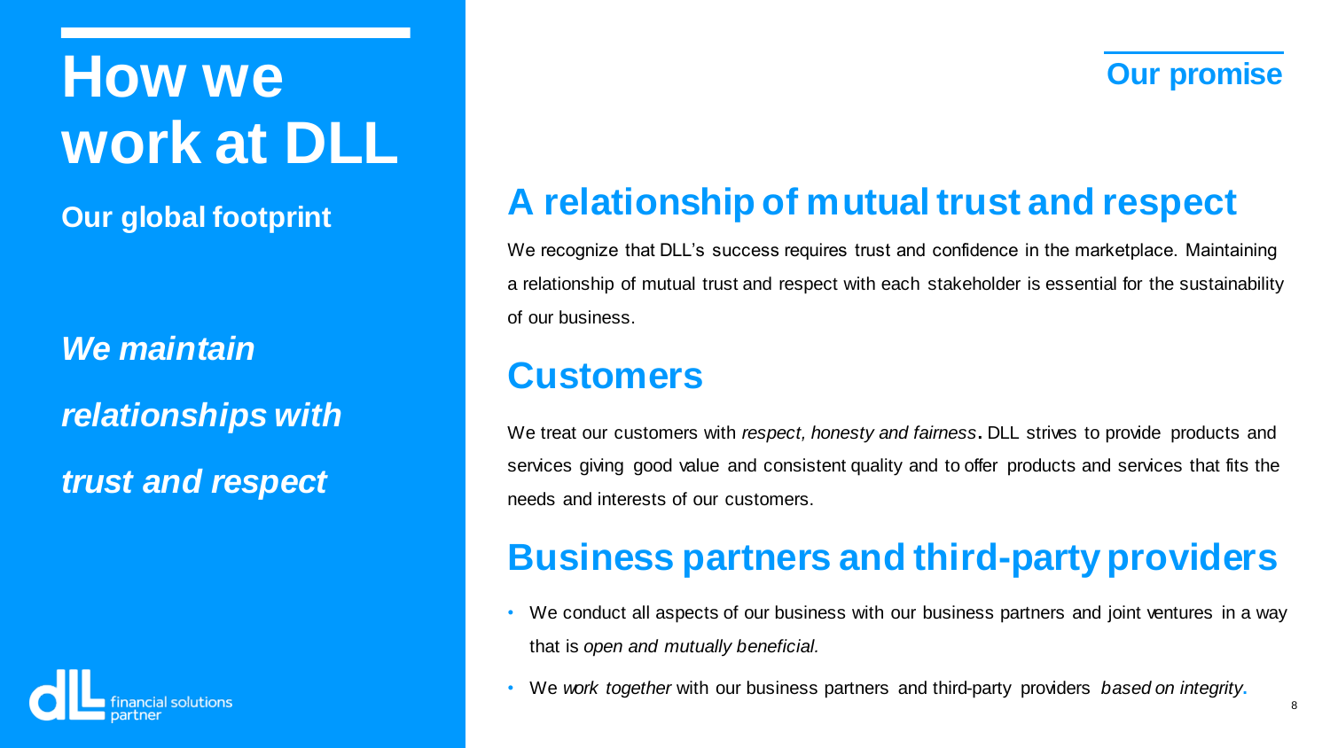# How we work at DLL

**Our global footprint**

***We maintain relationships with trust and respect***

**Our promise**

## A relationship of mutual trust and respect

We recognize that DLL's success requires trust and confidence in the marketplace. Maintaining a relationship of mutual trust and respect with each stakeholder is essential for the sustainability of our business.

## Customers

We treat our customers with *respect, honesty and fairness*. DLL strives to provide products and services giving good value and consistent quality and to offer products and services that fits the needs and interests of our customers.

## Business partners and third-party providers

- We conduct all aspects of our business with our business partners and joint ventures in a way that is *open and mutually beneficial.*
- We *work together* with our business partners and third-party providers *based on integrity*.

financial solutions partner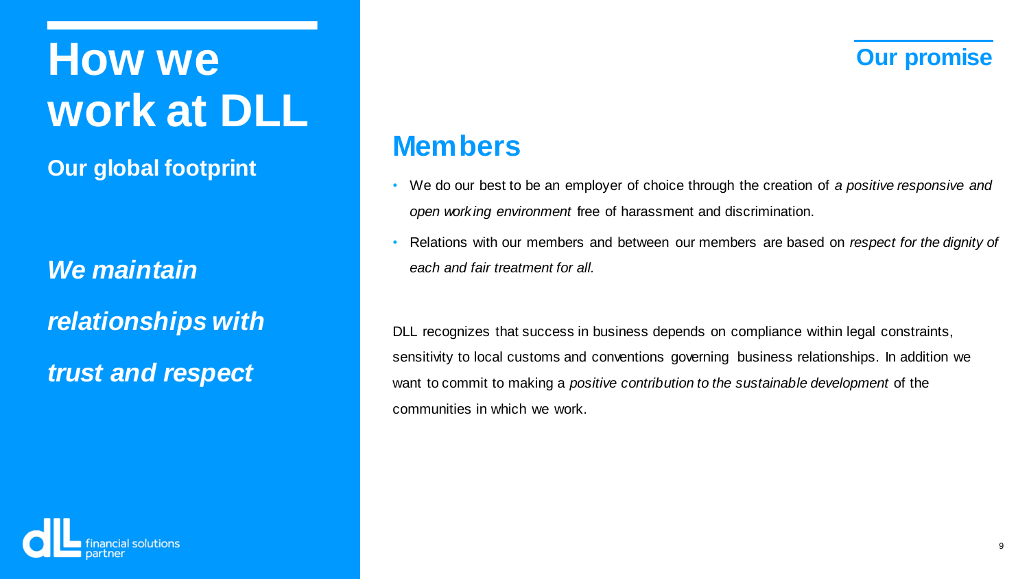# How we work at DLL

**Our global footprint**

***We maintain relationships with trust and respect***

**Our promise**

## Members

- We do our best to be an employer of choice through the creation of *a positive responsive and open working environment* free of harassment and discrimination.
- Relations with our members and between our members are based on *respect for the dignity of each and fair treatment for all.*

DLL recognizes that success in business depends on compliance within legal constraints, sensitivity to local customs and conventions governing business relationships. In addition we want to commit to making a *positive contribution to the sustainable development* of the communities in which we work.

financial solutions partner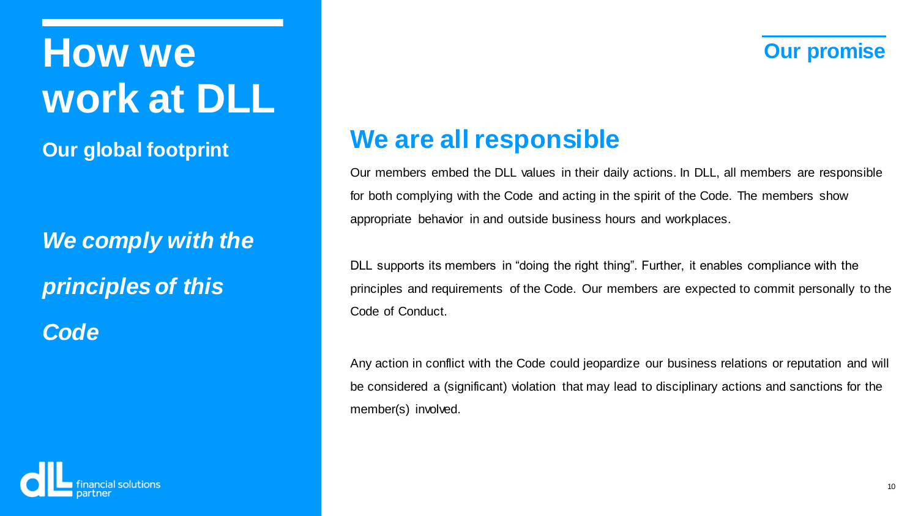# How we work at DLL

**Our global footprint**

***We comply with the principles of this Code***

**Our promise**

## We are all responsible

Our members embed the DLL values in their daily actions. In DLL, all members are responsible for both complying with the Code and acting in the spirit of the Code. The members show appropriate behavior in and outside business hours and workplaces.

DLL supports its members in "doing the right thing". Further, it enables compliance with the principles and requirements of the Code. Our members are expected to commit personally to the Code of Conduct.

Any action in conflict with the Code could jeopardize our business relations or reputation and will be considered a (significant) violation that may lead to disciplinary actions and sanctions for the member(s) involved.

financial solutions partner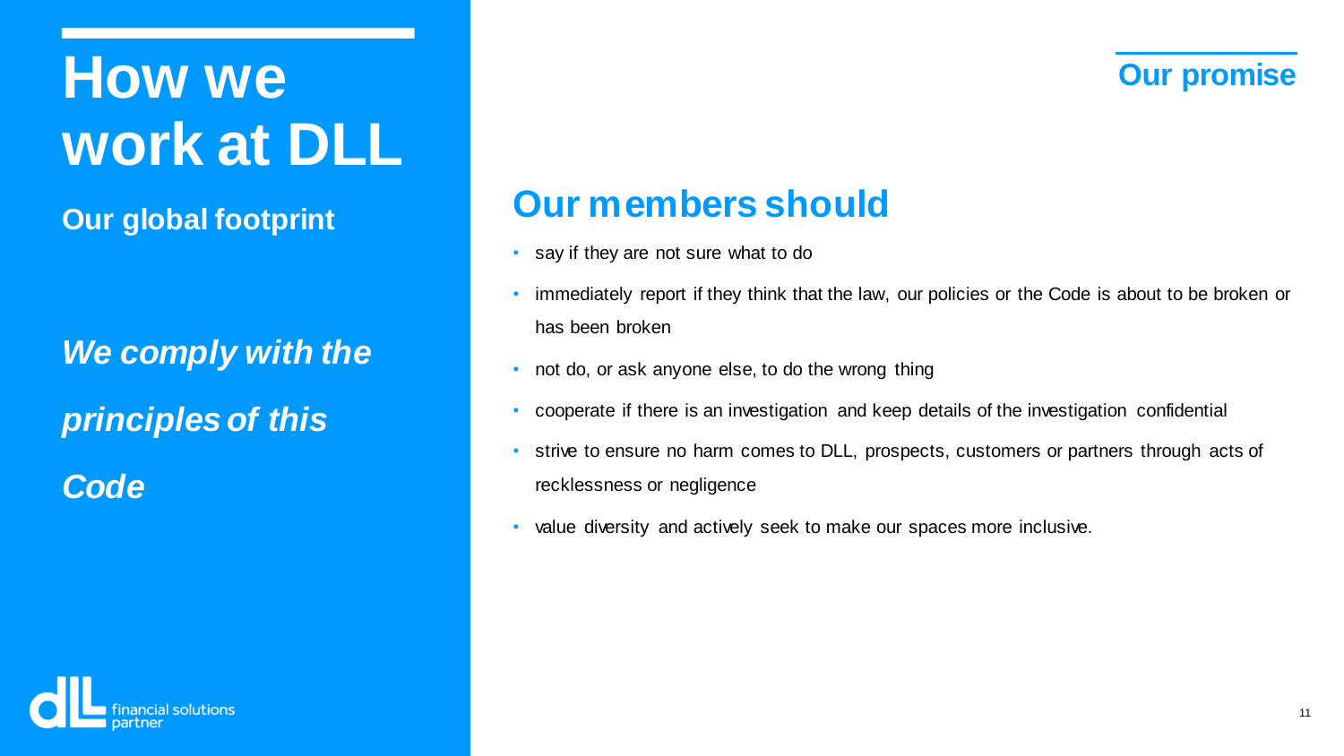# How we work at DLL

**Our global footprint**

***We comply with the principles of this Code***

**Our promise**

## Our members should

- say if they are not sure what to do
- immediately report if they think that the law, our policies or the Code is about to be broken or has been broken
- not do, or ask anyone else, to do the wrong thing
- cooperate if there is an investigation and keep details of the investigation confidential
- strive to ensure no harm comes to DLL, prospects, customers or partners through acts of recklessness or negligence
- value diversity and actively seek to make our spaces more inclusive.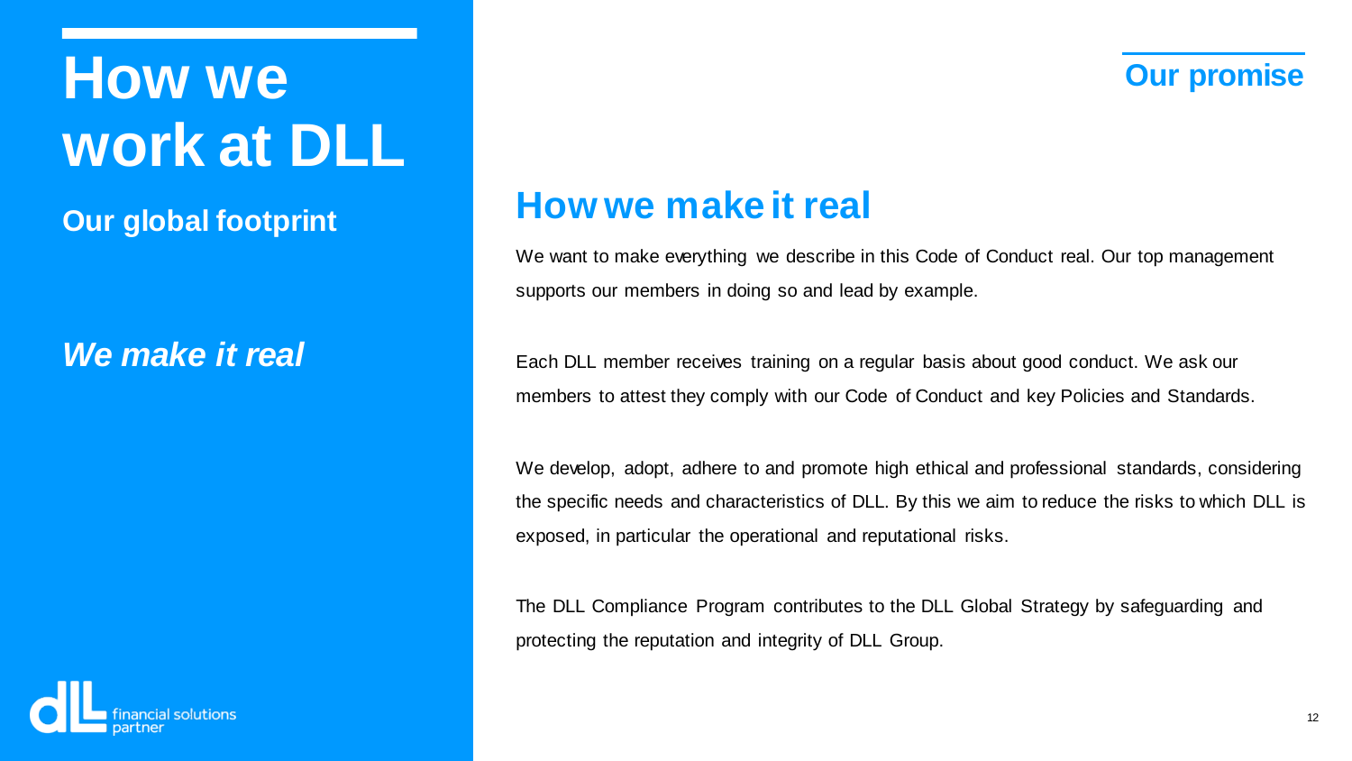# How we work at DLL

**Our global footprint**

***We make it real***

**Our promise**

## How we make it real

We want to make everything we describe in this Code of Conduct real. Our top management supports our members in doing so and lead by example.

Each DLL member receives training on a regular basis about good conduct. We ask our members to attest they comply with our Code of Conduct and key Policies and Standards.

We develop, adopt, adhere to and promote high ethical and professional standards, considering the specific needs and characteristics of DLL. By this we aim to reduce the risks to which DLL is exposed, in particular the operational and reputational risks.

The DLL Compliance Program contributes to the DLL Global Strategy by safeguarding and protecting the reputation and integrity of DLL Group.

financial solutions partner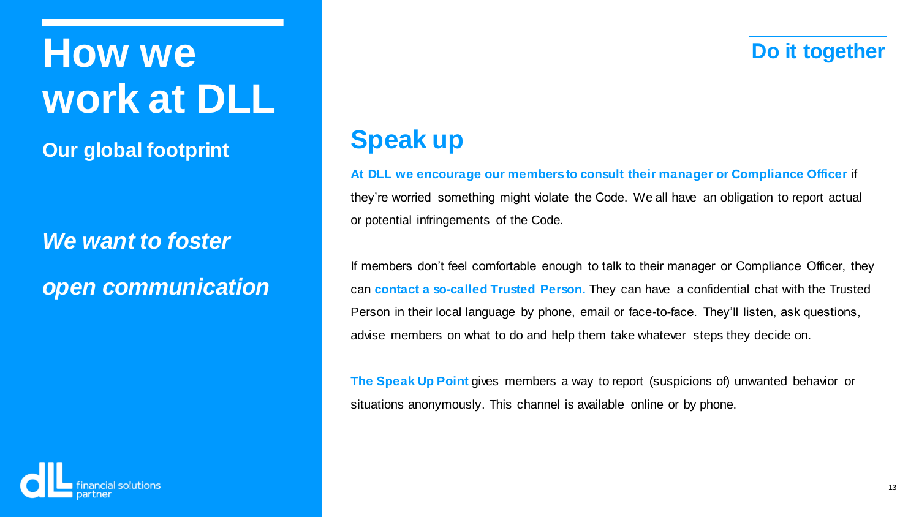# How we work at DLL

**Our global footprint**

***We want to foster open communication***

**Do it together**

## Speak up

**At DLL we encourage our members to consult their manager or Compliance Officer** if they're worried something might violate the Code. We all have an obligation to report actual or potential infringements of the Code.

If members don't feel comfortable enough to talk to their manager or Compliance Officer, they can **contact a so-called Trusted Person.** They can have a confidential chat with the Trusted Person in their local language by phone, email or face-to-face. They'll listen, ask questions, advise members on what to do and help them take whatever steps they decide on.

**The Speak Up Point** gives members a way to report (suspicions of) unwanted behavior or situations anonymously. This channel is available online or by phone.

dll financial solutions partner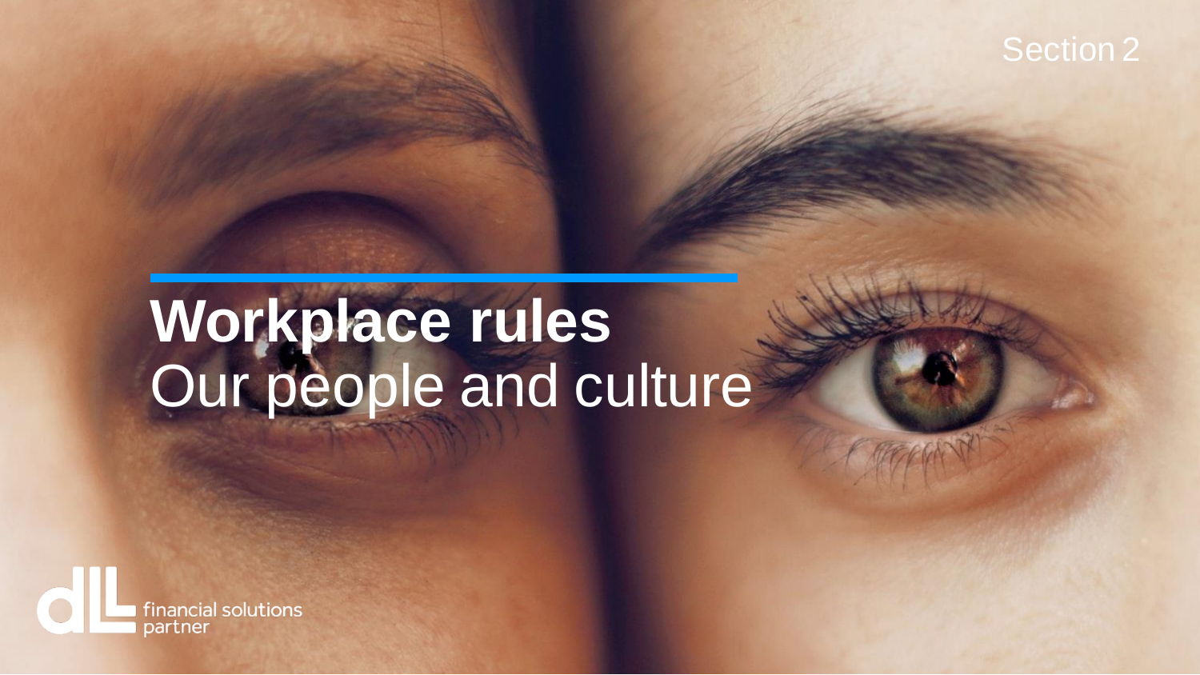Section 2

# Workplace rules

Our people and culture

financial solutions partner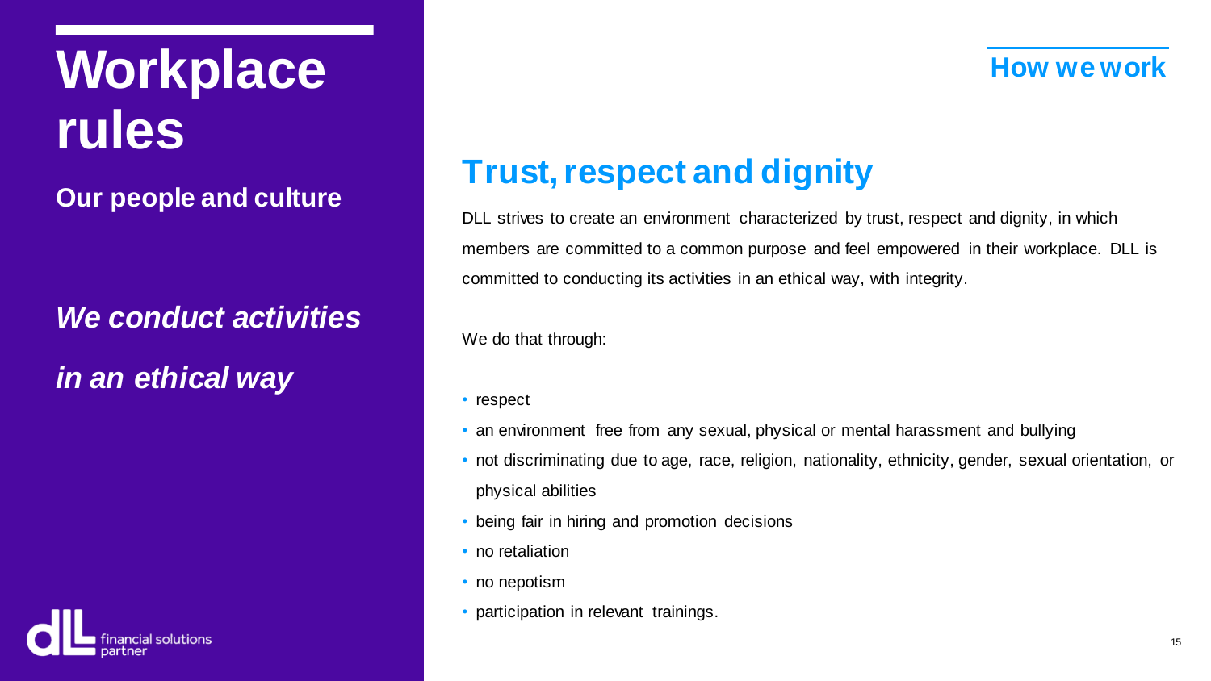# Workplace rules

**Our people and culture**

***We conduct activities in an ethical way***

**How we work**

## Trust, respect and dignity

DLL strives to create an environment characterized by trust, respect and dignity, in which members are committed to a common purpose and feel empowered in their workplace. DLL is committed to conducting its activities in an ethical way, with integrity.

We do that through:

- respect
- an environment free from any sexual, physical or mental harassment and bullying
- not discriminating due to age, race, religion, nationality, ethnicity, gender, sexual orientation, or physical abilities
- being fair in hiring and promotion decisions
- no retaliation
- no nepotism
- participation in relevant trainings.

financial solutions partner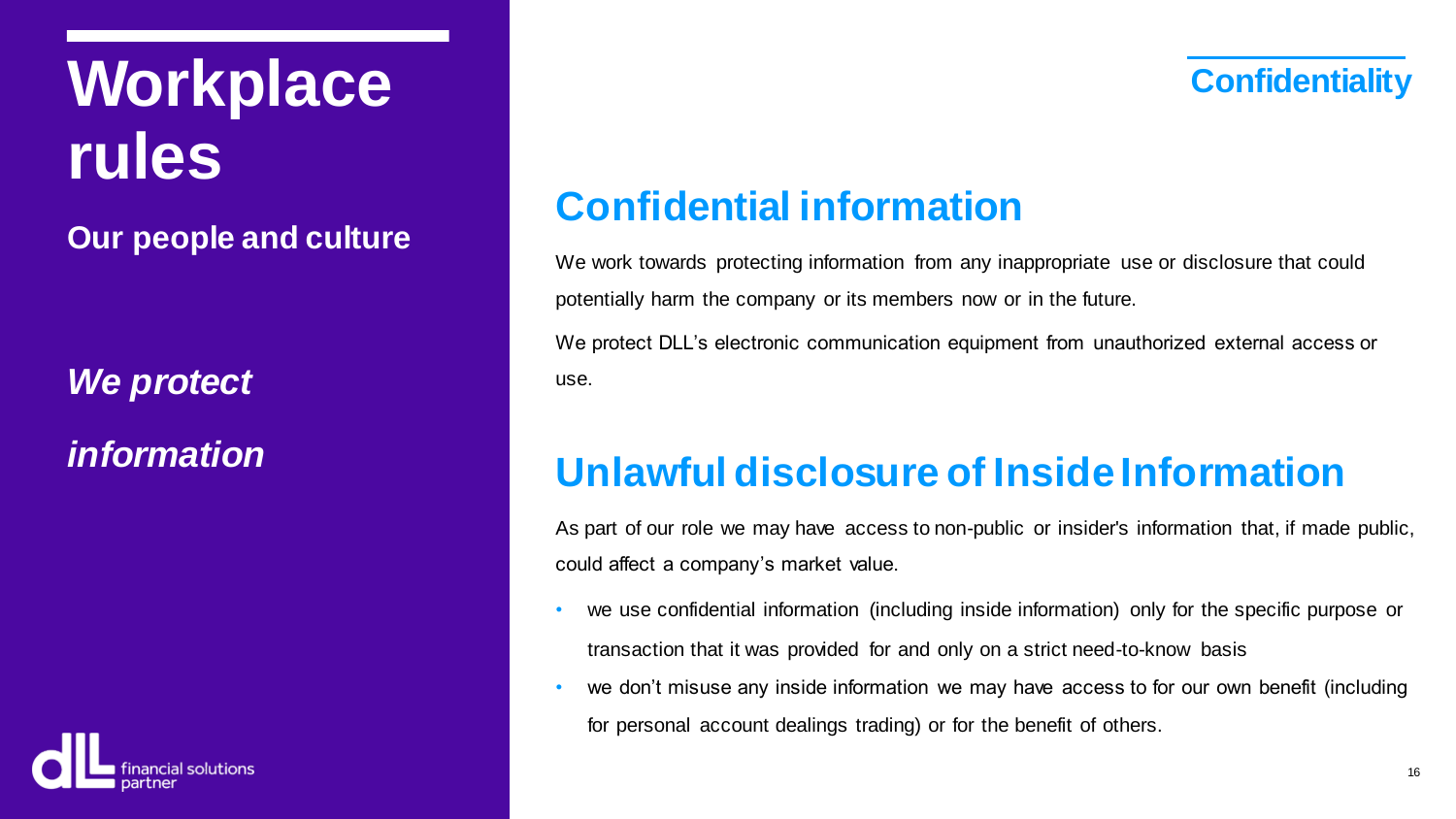# Workplace rules

**Our people and culture**

***We protect information***

**Confidentiality**

## Confidential information

We work towards protecting information from any inappropriate use or disclosure that could potentially harm the company or its members now or in the future.

We protect DLL's electronic communication equipment from unauthorized external access or use.

## Unlawful disclosure of Inside Information

As part of our role we may have access to non-public or insider's information that, if made public, could affect a company's market value.

- we use confidential information (including inside information) only for the specific purpose or transaction that it was provided for and only on a strict need-to-know basis
- we don't misuse any inside information we may have access to for our own benefit (including for personal account dealings trading) or for the benefit of others.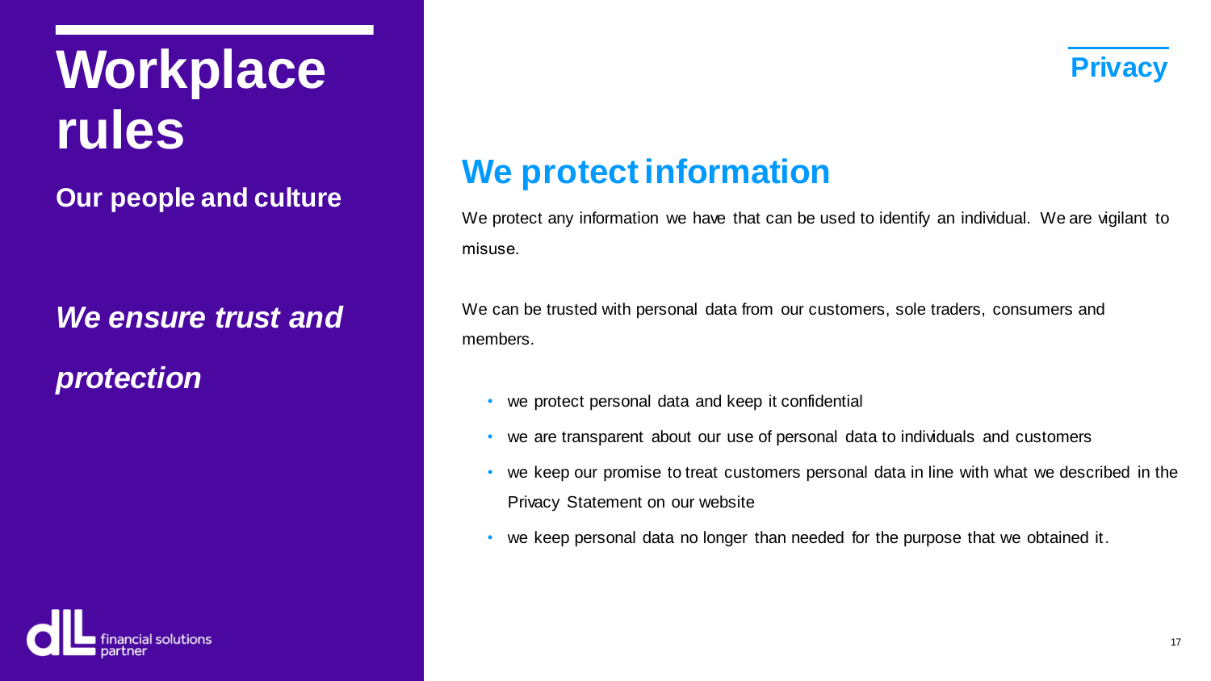# Workplace rules

**Our people and culture**

***We ensure trust and protection***

**Privacy**

## We protect information

We protect any information we have that can be used to identify an individual. We are vigilant to misuse.

We can be trusted with personal data from our customers, sole traders, consumers and members.

- we protect personal data and keep it confidential
- we are transparent about our use of personal data to individuals and customers
- we keep our promise to treat customers personal data in line with what we described in the Privacy Statement on our website
- we keep personal data no longer than needed for the purpose that we obtained it.

financial solutions partner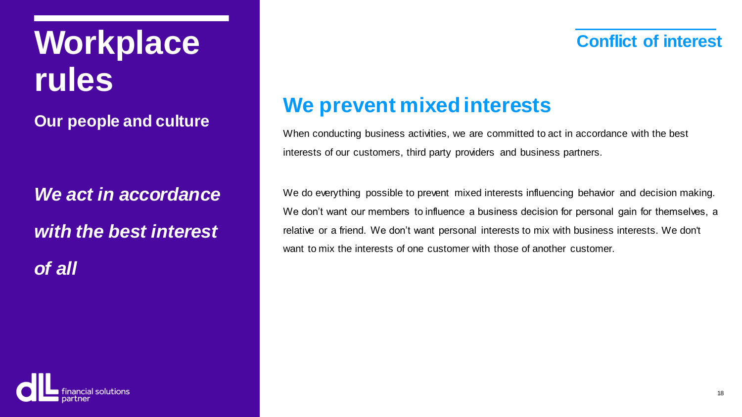# Workplace rules

**Our people and culture**

***We act in accordance with the best interest of all***

**Conflict of interest**

## We prevent mixed interests

When conducting business activities, we are committed to act in accordance with the best interests of our customers, third party providers and business partners.

We do everything possible to prevent mixed interests influencing behavior and decision making. We don't want our members to influence a business decision for personal gain for themselves, a relative or a friend. We don't want personal interests to mix with business interests. We don't want to mix the interests of one customer with those of another customer.

dll financial solutions partner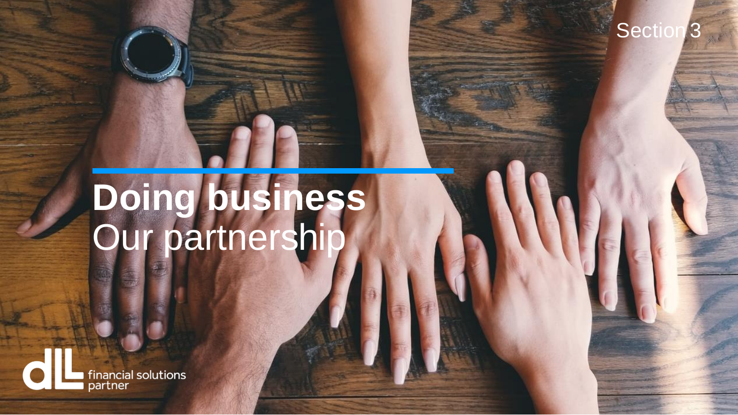Section 3

# **Doing business**
# Our partnership

financial solutions partner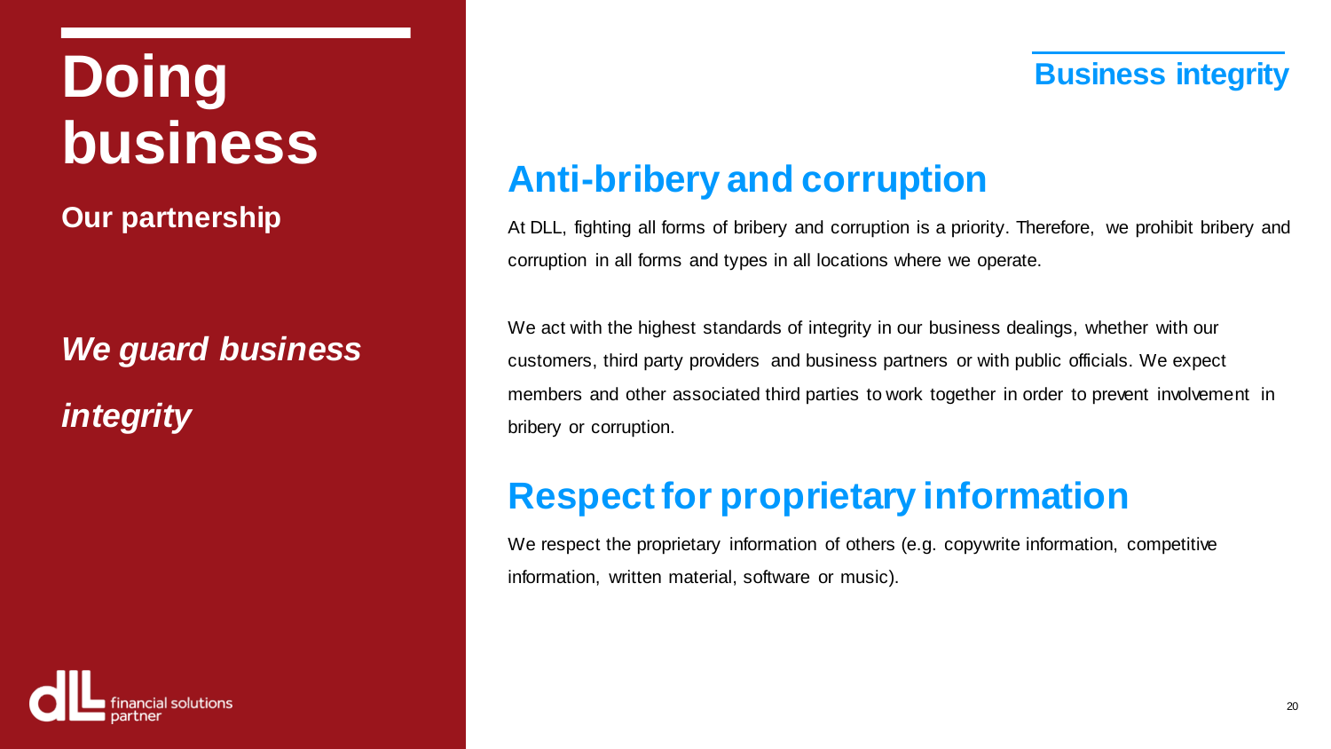# Doing business

**Our partnership**

***We guard business integrity***

**Business integrity**

## Anti-bribery and corruption

At DLL, fighting all forms of bribery and corruption is a priority. Therefore, we prohibit bribery and corruption in all forms and types in all locations where we operate.

We act with the highest standards of integrity in our business dealings, whether with our customers, third party providers and business partners or with public officials. We expect members and other associated third parties to work together in order to prevent involvement in bribery or corruption.

## Respect for proprietary information

We respect the proprietary information of others (e.g. copywrite information, competitive information, written material, software or music).

financial solutions partner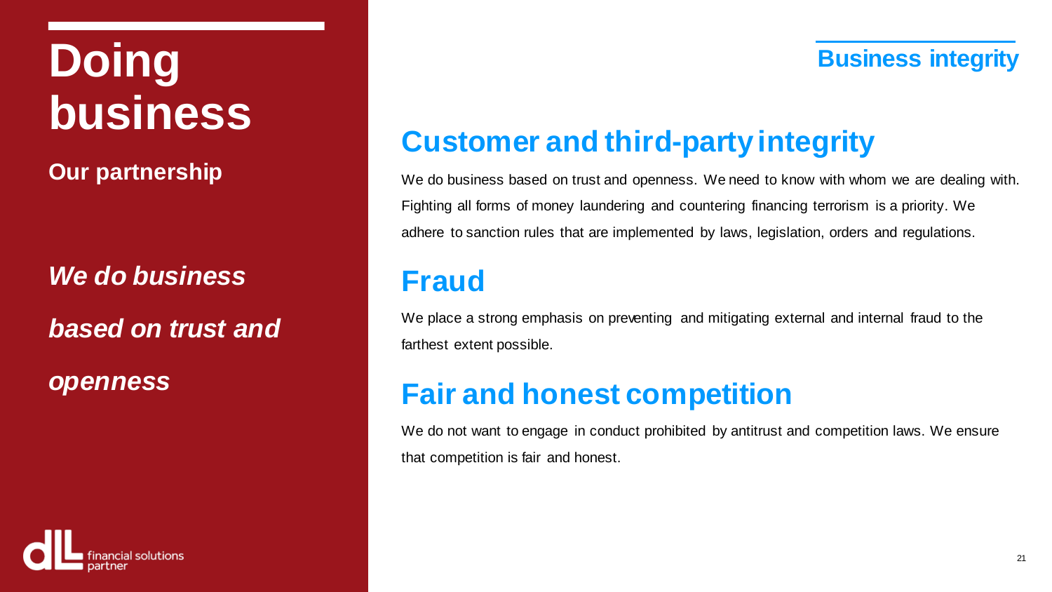# Doing business

**Our partnership**

***We do business based on trust and openness***

**Business integrity**

## Customer and third-party integrity

We do business based on trust and openness. We need to know with whom we are dealing with. Fighting all forms of money laundering and countering financing terrorism is a priority. We adhere to sanction rules that are implemented by laws, legislation, orders and regulations.

## Fraud

We place a strong emphasis on preventing and mitigating external and internal fraud to the farthest extent possible.

## Fair and honest competition

We do not want to engage in conduct prohibited by antitrust and competition laws. We ensure that competition is fair and honest.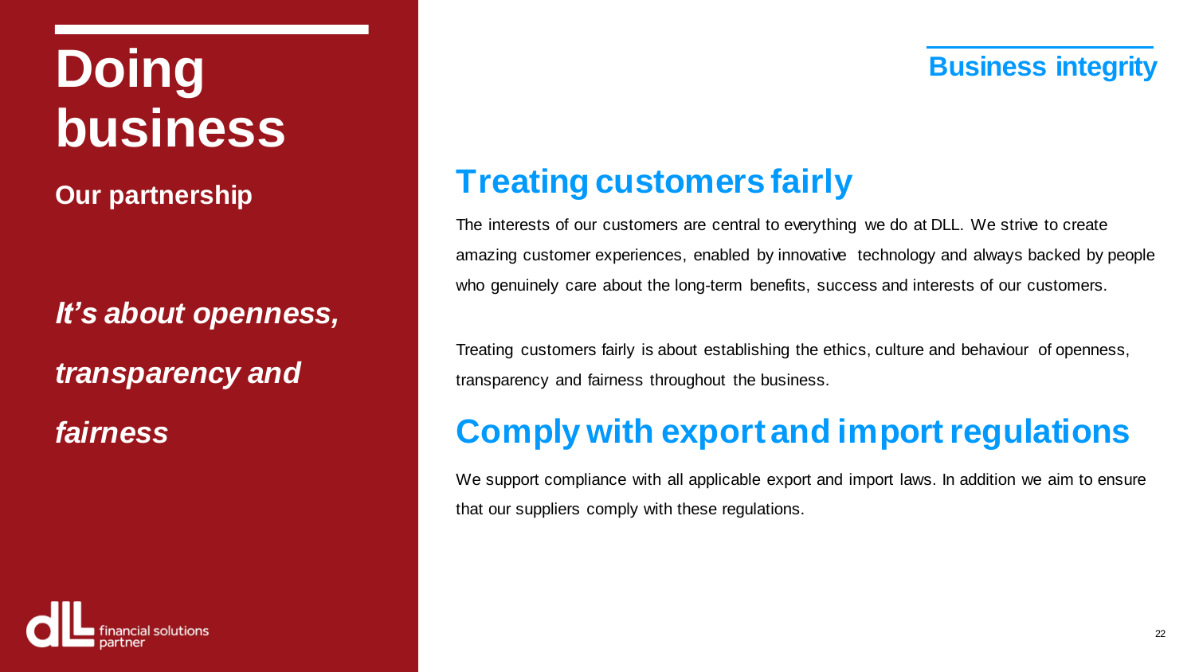# Doing business

**Our partnership**

***It's about openness, transparency and fairness***

**Business integrity**

## Treating customers fairly

The interests of our customers are central to everything we do at DLL. We strive to create amazing customer experiences, enabled by innovative technology and always backed by people who genuinely care about the long-term benefits, success and interests of our customers.

Treating customers fairly is about establishing the ethics, culture and behaviour of openness, transparency and fairness throughout the business.

## Comply with export and import regulations

We support compliance with all applicable export and import laws. In addition we aim to ensure that our suppliers comply with these regulations.

dll financial solutions partner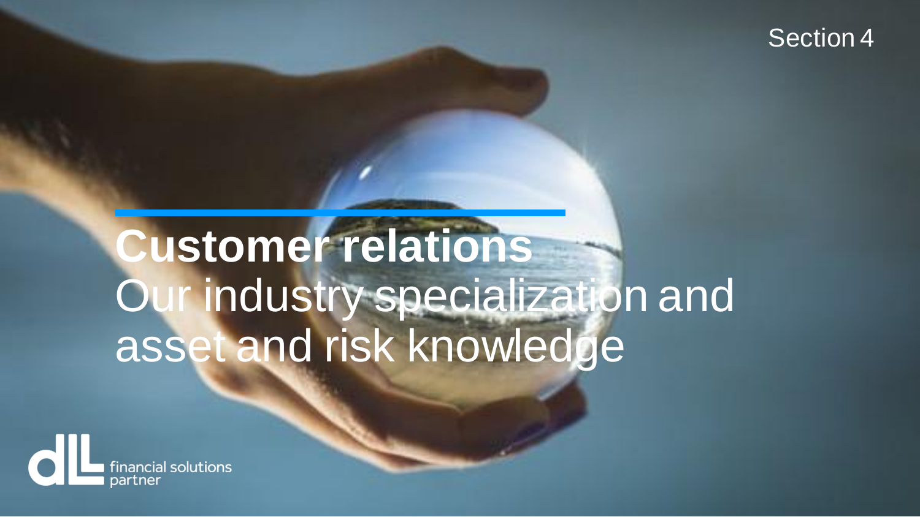Section 4

# Customer relations

Our industry specialization and asset and risk knowledge

financial solutions partner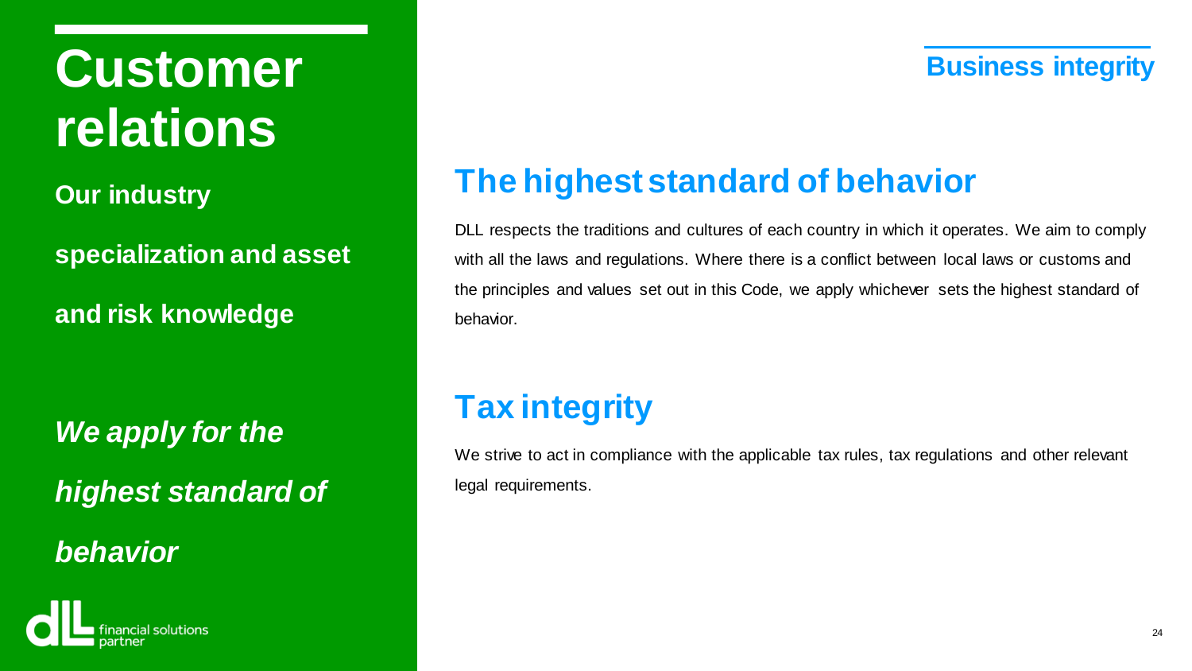# Customer relations

**Our industry specialization and asset and risk knowledge**

***We apply for the highest standard of behavior***

financial solutions partner

**Business integrity**

## The highest standard of behavior

DLL respects the traditions and cultures of each country in which it operates. We aim to comply with all the laws and regulations. Where there is a conflict between local laws or customs and the principles and values set out in this Code, we apply whichever sets the highest standard of behavior.

## Tax integrity

We strive to act in compliance with the applicable tax rules, tax regulations and other relevant legal requirements.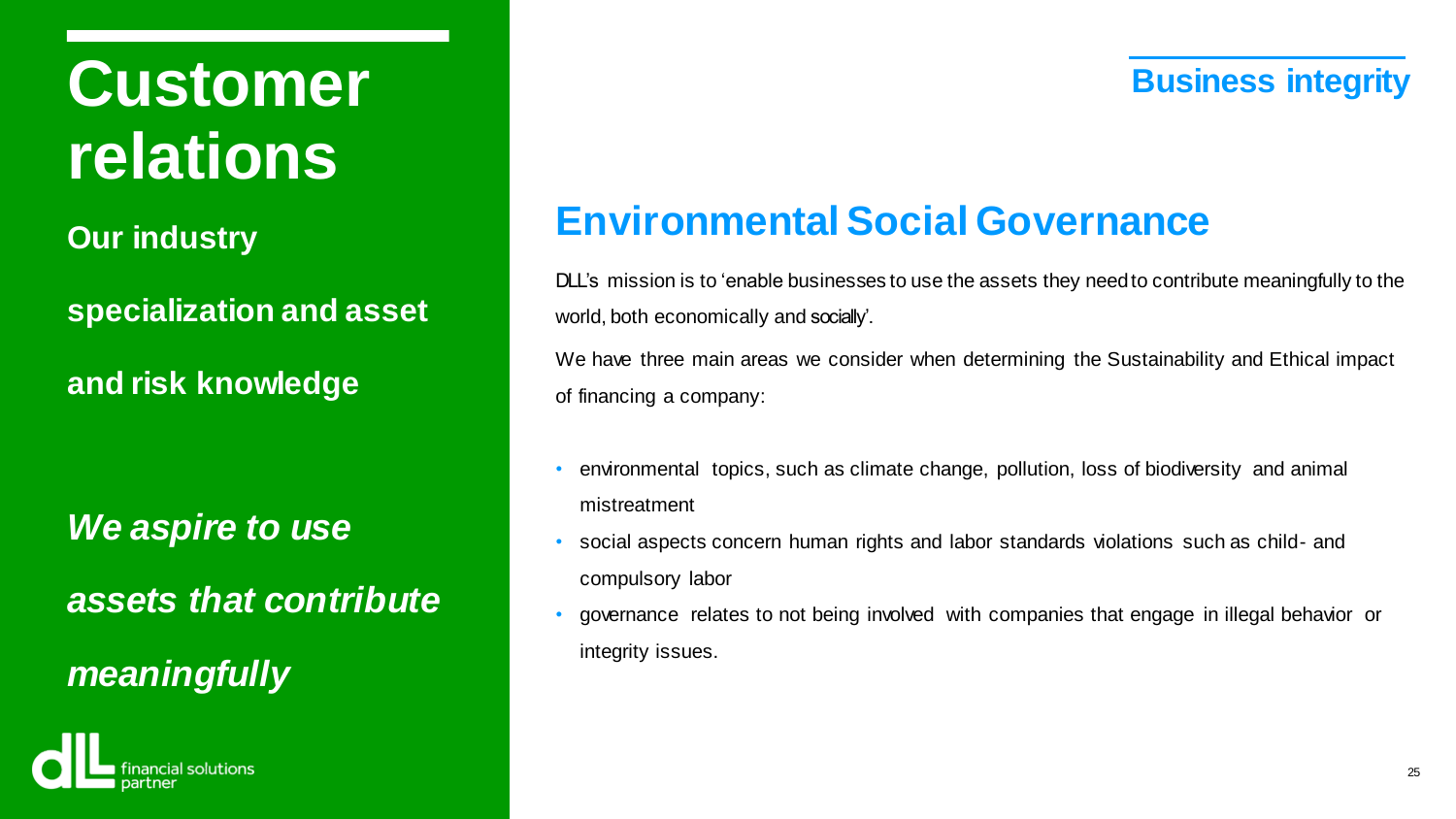# Customer relations

**Our industry specialization and asset and risk knowledge**

***We aspire to use assets that contribute meaningfully***

financial solutions partner

## Business integrity

## Environmental Social Governance

DLL's mission is to 'enable businesses to use the assets they need to contribute meaningfully to the world, both economically and socially'.

We have three main areas we consider when determining the Sustainability and Ethical impact of financing a company:

- environmental topics, such as climate change, pollution, loss of biodiversity and animal mistreatment
- social aspects concern human rights and labor standards violations such as child- and compulsory labor
- governance relates to not being involved with companies that engage in illegal behavior or integrity issues.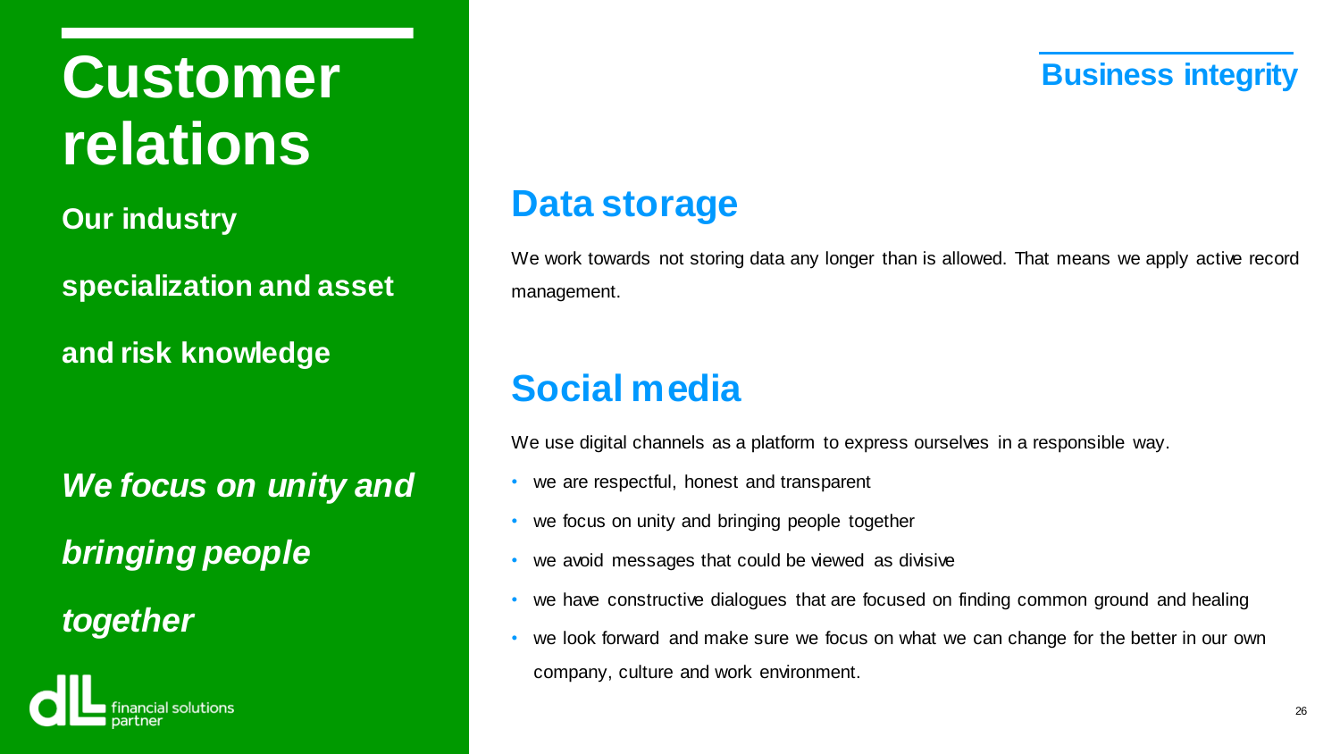# Customer relations

**Our industry specialization and asset and risk knowledge**

***We focus on unity and bringing people together***

financial solutions partner

**Business integrity**

## Data storage

We work towards not storing data any longer than is allowed. That means we apply active record management.

## Social media

We use digital channels as a platform to express ourselves in a responsible way.

- we are respectful, honest and transparent
- we focus on unity and bringing people together
- we avoid messages that could be viewed as divisive
- we have constructive dialogues that are focused on finding common ground and healing
- we look forward and make sure we focus on what we can change for the better in our own company, culture and work environment.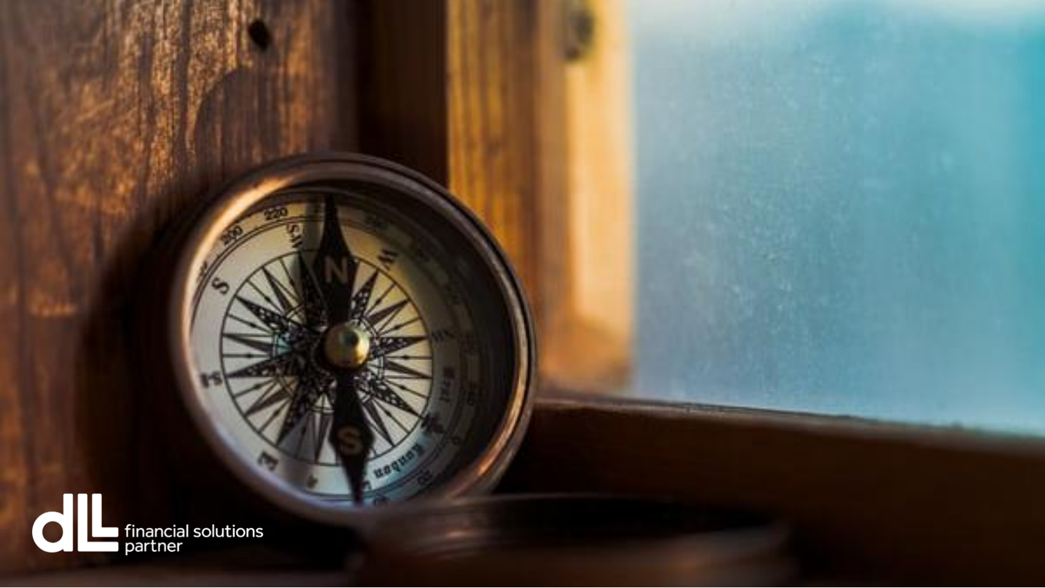dLL financial solutions partner